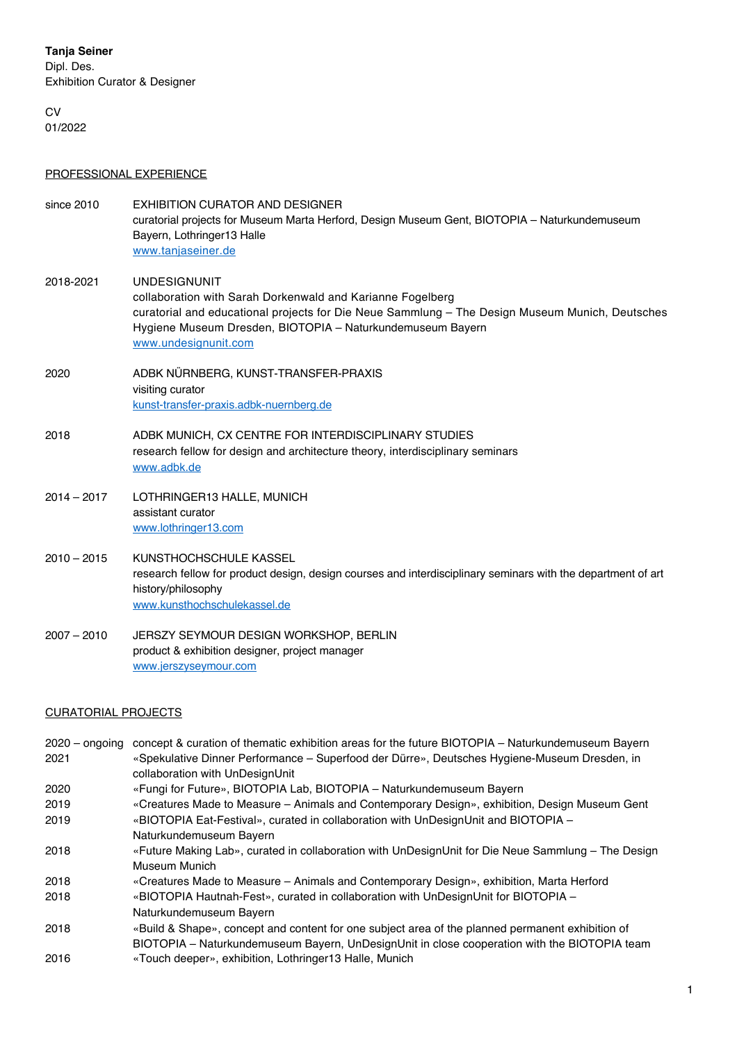**Tanja Seiner**
Dipl. Des.
Exhibition Curator & Designer

CV
01/2022

## PROFESSIONAL EXPERIENCE

| | |
|---|---|
| since 2010 | EXHIBITION CURATOR AND DESIGNER<br>curatorial projects for Museum Marta Herford, Design Museum Gent, BIOTOPIA – Naturkundemuseum Bayern, Lothringer13 Halle<br>www.tanjaseiner.de |
| 2018-2021 | UNDESIGNUNIT<br>collaboration with Sarah Dorkenwald and Karianne Fogelberg<br>curatorial and educational projects for Die Neue Sammlung – The Design Museum Munich, Deutsches Hygiene Museum Dresden, BIOTOPIA – Naturkundemuseum Bayern<br>www.undesignunit.com |
| 2020 | ADBK NÜRNBERG, KUNST-TRANSFER-PRAXIS<br>visiting curator<br>kunst-transfer-praxis.adbk-nuernberg.de |
| 2018 | ADBK MUNICH, CX CENTRE FOR INTERDISCIPLINARY STUDIES<br>research fellow for design and architecture theory, interdisciplinary seminars<br>www.adbk.de |
| 2014 – 2017 | LOTHRINGER13 HALLE, MUNICH<br>assistant curator<br>www.lothringer13.com |
| 2010 – 2015 | KUNSTHOCHSCHULE KASSEL<br>research fellow for product design, design courses and interdisciplinary seminars with the department of art history/philosophy<br>www.kunsthochschulekassel.de |
| 2007 – 2010 | JERSZY SEYMOUR DESIGN WORKSHOP, BERLIN<br>product & exhibition designer, project manager<br>www.jerszyseymour.com |

## CURATORIAL PROJECTS

| | |
|---|---|
| 2020 – ongoing | concept & curation of thematic exhibition areas for the future BIOTOPIA – Naturkundemuseum Bayern |
| 2021 | «Spekulative Dinner Performance – Superfood der Dürre», Deutsches Hygiene-Museum Dresden, in collaboration with UnDesignUnit |
| 2020 | «Fungi for Future», BIOTOPIA Lab, BIOTOPIA – Naturkundemuseum Bayern |
| 2019 | «Creatures Made to Measure – Animals and Contemporary Design», exhibition, Design Museum Gent |
| 2019 | «BIOTOPIA Eat-Festival», curated in collaboration with UnDesignUnit and BIOTOPIA – Naturkundemuseum Bayern |
| 2018 | «Future Making Lab», curated in collaboration with UnDesignUnit for Die Neue Sammlung – The Design Museum Munich |
| 2018 | «Creatures Made to Measure – Animals and Contemporary Design», exhibition, Marta Herford |
| 2018 | «BIOTOPIA Hautnah-Fest», curated in collaboration with UnDesignUnit for BIOTOPIA – Naturkundemuseum Bayern |
| 2018 | «Build & Shape», concept and content for one subject area of the planned permanent exhibition of BIOTOPIA – Naturkundemuseum Bayern, UnDesignUnit in close cooperation with the BIOTOPIA team |
| 2016 | «Touch deeper», exhibition, Lothringer13 Halle, Munich |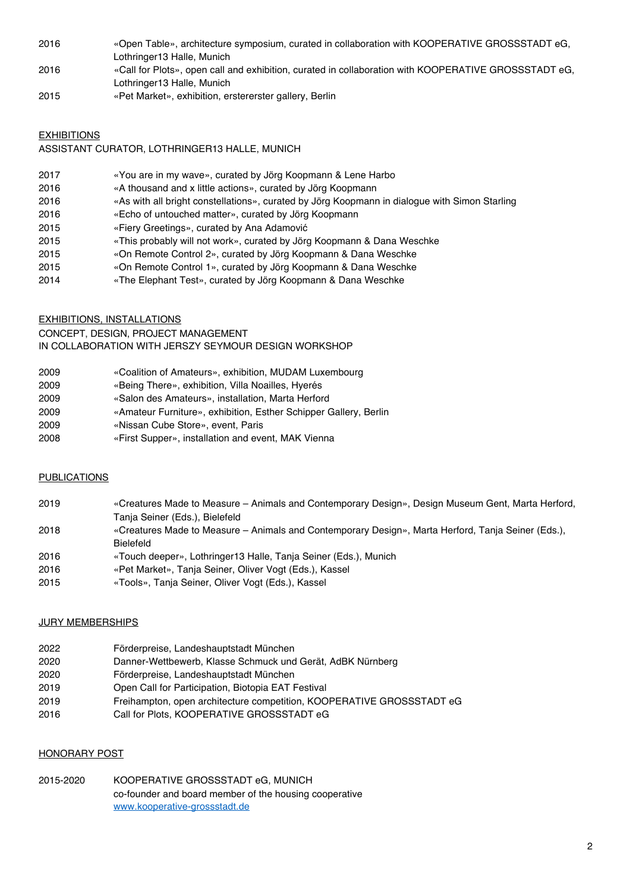| | |
|---|---|
| 2016 | «Open Table», architecture symposium, curated in collaboration with KOOPERATIVE GROSSSTADT eG, Lothringer13 Halle, Munich |
| 2016 | «Call for Plots», open call and exhibition, curated in collaboration with KOOPERATIVE GROSSSTADT eG, Lothringer13 Halle, Munich |
| 2015 | «Pet Market», exhibition, erstererster gallery, Berlin |

## EXHIBITIONS

ASSISTANT CURATOR, LOTHRINGER13 HALLE, MUNICH

| | |
|---|---|
| 2017 | «You are in my wave», curated by Jörg Koopmann & Lene Harbo |
| 2016 | «A thousand and x little actions», curated by Jörg Koopmann |
| 2016 | «As with all bright constellations», curated by Jörg Koopmann in dialogue with Simon Starling |
| 2016 | «Echo of untouched matter», curated by Jörg Koopmann |
| 2015 | «Fiery Greetings», curated by Ana Adamović |
| 2015 | «This probably will not work», curated by Jörg Koopmann & Dana Weschke |
| 2015 | «On Remote Control 2», curated by Jörg Koopmann & Dana Weschke |
| 2015 | «On Remote Control 1», curated by Jörg Koopmann & Dana Weschke |
| 2014 | «The Elephant Test», curated by Jörg Koopmann & Dana Weschke |

## EXHIBITIONS, INSTALLATIONS

CONCEPT, DESIGN, PROJECT MANAGEMENT
IN COLLABORATION WITH JERSZY SEYMOUR DESIGN WORKSHOP

| | |
|---|---|
| 2009 | «Coalition of Amateurs», exhibition, MUDAM Luxembourg |
| 2009 | «Being There», exhibition, Villa Noailles, Hyerés |
| 2009 | «Salon des Amateurs», installation, Marta Herford |
| 2009 | «Amateur Furniture», exhibition, Esther Schipper Gallery, Berlin |
| 2009 | «Nissan Cube Store», event, Paris |
| 2008 | «First Supper», installation and event, MAK Vienna |

## PUBLICATIONS

| | |
|---|---|
| 2019 | «Creatures Made to Measure – Animals and Contemporary Design», Design Museum Gent, Marta Herford, Tanja Seiner (Eds.), Bielefeld |
| 2018 | «Creatures Made to Measure – Animals and Contemporary Design», Marta Herford, Tanja Seiner (Eds.), Bielefeld |
| 2016 | «Touch deeper», Lothringer13 Halle, Tanja Seiner (Eds.), Munich |
| 2016 | «Pet Market», Tanja Seiner, Oliver Vogt (Eds.), Kassel |
| 2015 | «Tools», Tanja Seiner, Oliver Vogt (Eds.), Kassel |

## JURY MEMBERSHIPS

| | |
|---|---|
| 2022 | Förderpreise, Landeshauptstadt München |
| 2020 | Danner-Wettbewerb, Klasse Schmuck und Gerät, AdBK Nürnberg |
| 2020 | Förderpreise, Landeshauptstadt München |
| 2019 | Open Call for Participation, Biotopia EAT Festival |
| 2019 | Freihampton, open architecture competition, KOOPERATIVE GROSSSTADT eG |
| 2016 | Call for Plots, KOOPERATIVE GROSSSTADT eG |

## HONORARY POST

| | |
|---|---|
| 2015-2020 | KOOPERATIVE GROSSSTADT eG, MUNICH<br>co-founder and board member of the housing cooperative<br>www.kooperative-grossstadt.de |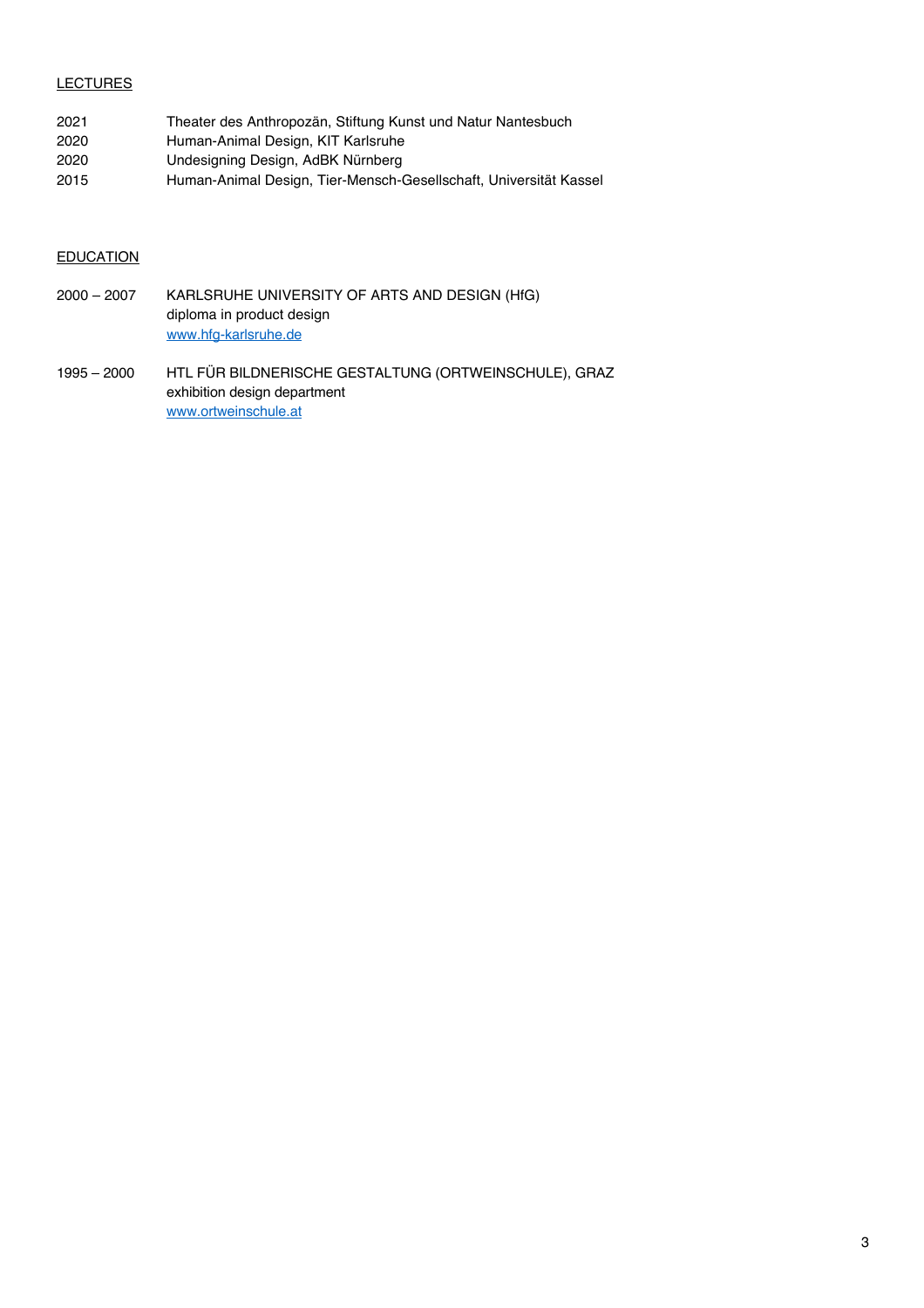## LECTURES

| | |
|---|---|
| 2021 | Theater des Anthropozän, Stiftung Kunst und Natur Nantesbuch |
| 2020 | Human-Animal Design, KIT Karlsruhe |
| 2020 | Undesigning Design, AdBK Nürnberg |
| 2015 | Human-Animal Design, Tier-Mensch-Gesellschaft, Universität Kassel |

## EDUCATION

| | |
|---|---|
| 2000 – 2007 | KARLSRUHE UNIVERSITY OF ARTS AND DESIGN (HfG)<br>diploma in product design<br>www.hfg-karlsruhe.de |
| 1995 – 2000 | HTL FÜR BILDNERISCHE GESTALTUNG (ORTWEINSCHULE), GRAZ<br>exhibition design department<br>www.ortweinschule.at |